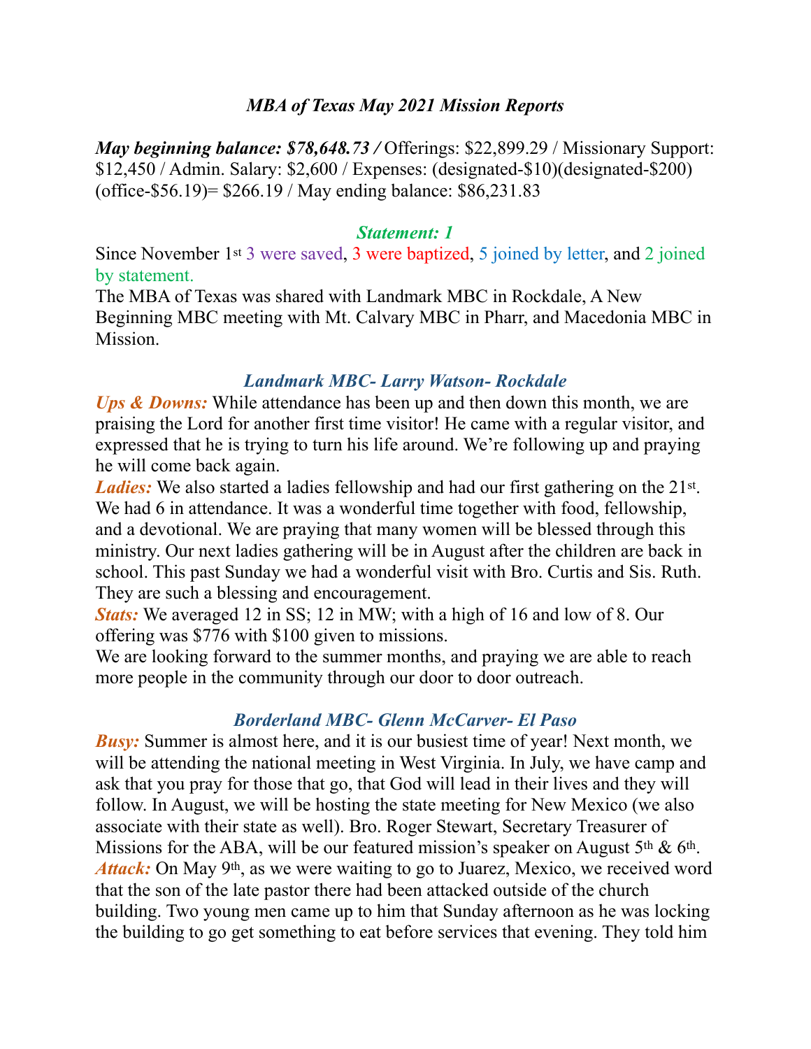# *MBA of Texas May 2021 Mission Reports*

***May beginning balance: $78,648.73 /*** Offerings: $22,899.29 / Missionary Support: $12,450 / Admin. Salary: $2,600 / Expenses: (designated-$10)(designated-$200)(office-$56.19)= $266.19 / May ending balance: $86,231.83

## *Statement: 1*

Since November 1st 3 were saved, 3 were baptized, 5 joined by letter, and 2 joined by statement.

The MBA of Texas was shared with Landmark MBC in Rockdale, A New Beginning MBC meeting with Mt. Calvary MBC in Pharr, and Macedonia MBC in Mission.

### *Landmark MBC- Larry Watson- Rockdale*

***Ups & Downs:*** While attendance has been up and then down this month, we are praising the Lord for another first time visitor! He came with a regular visitor, and expressed that he is trying to turn his life around. We're following up and praying he will come back again.

***Ladies:*** We also started a ladies fellowship and had our first gathering on the 21st. We had 6 in attendance. It was a wonderful time together with food, fellowship, and a devotional. We are praying that many women will be blessed through this ministry. Our next ladies gathering will be in August after the children are back in school. This past Sunday we had a wonderful visit with Bro. Curtis and Sis. Ruth. They are such a blessing and encouragement.

***Stats:*** We averaged 12 in SS; 12 in MW; with a high of 16 and low of 8. Our offering was $776 with $100 given to missions.

We are looking forward to the summer months, and praying we are able to reach more people in the community through our door to door outreach.

### *Borderland MBC- Glenn McCarver- El Paso*

***Busy:*** Summer is almost here, and it is our busiest time of year! Next month, we will be attending the national meeting in West Virginia. In July, we have camp and ask that you pray for those that go, that God will lead in their lives and they will follow. In August, we will be hosting the state meeting for New Mexico (we also associate with their state as well). Bro. Roger Stewart, Secretary Treasurer of Missions for the ABA, will be our featured mission's speaker on August 5th & 6th.

***Attack:*** On May 9th, as we were waiting to go to Juarez, Mexico, we received word that the son of the late pastor there had been attacked outside of the church building. Two young men came up to him that Sunday afternoon as he was locking the building to go get something to eat before services that evening. They told him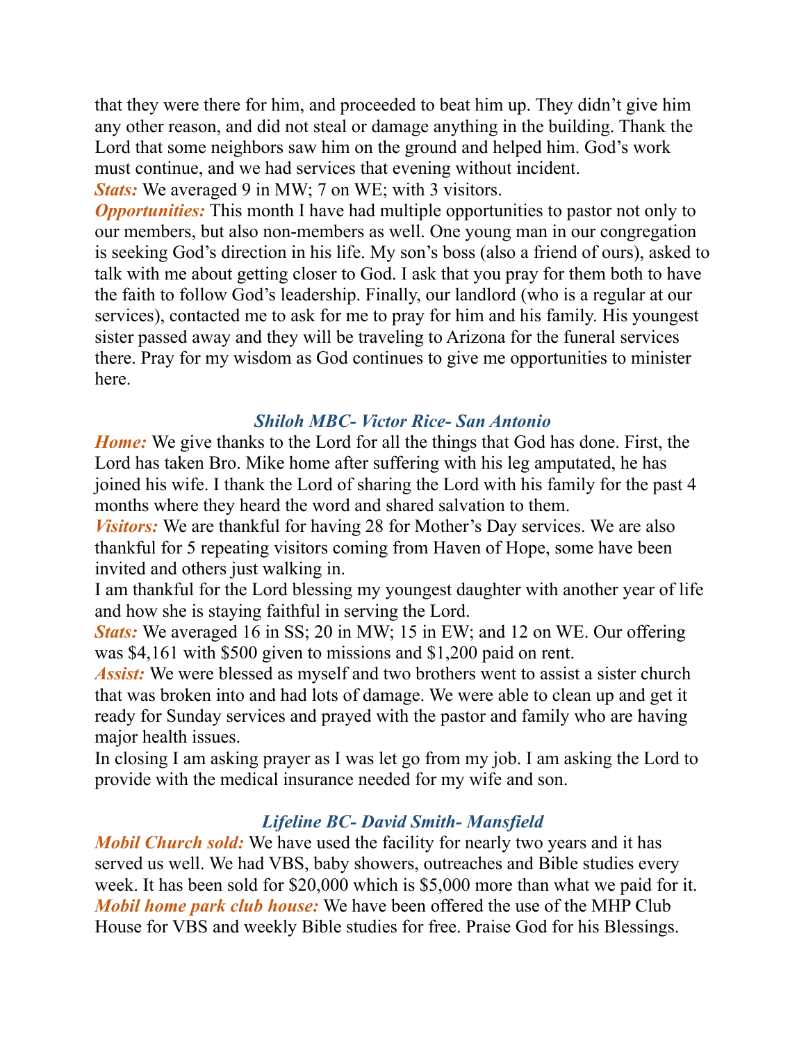that they were there for him, and proceeded to beat him up. They didn't give him any other reason, and did not steal or damage anything in the building. Thank the Lord that some neighbors saw him on the ground and helped him. God's work must continue, and we had services that evening without incident.

***Stats:*** We averaged 9 in MW; 7 on WE; with 3 visitors.

***Opportunities:*** This month I have had multiple opportunities to pastor not only to our members, but also non-members as well. One young man in our congregation is seeking God's direction in his life. My son's boss (also a friend of ours), asked to talk with me about getting closer to God. I ask that you pray for them both to have the faith to follow God's leadership. Finally, our landlord (who is a regular at our services), contacted me to ask for me to pray for him and his family. His youngest sister passed away and they will be traveling to Arizona for the funeral services there. Pray for my wisdom as God continues to give me opportunities to minister here.

### *Shiloh MBC- Victor Rice- San Antonio*

***Home:*** We give thanks to the Lord for all the things that God has done. First, the Lord has taken Bro. Mike home after suffering with his leg amputated, he has joined his wife. I thank the Lord of sharing the Lord with his family for the past 4 months where they heard the word and shared salvation to them.

***Visitors:*** We are thankful for having 28 for Mother's Day services. We are also thankful for 5 repeating visitors coming from Haven of Hope, some have been invited and others just walking in.

I am thankful for the Lord blessing my youngest daughter with another year of life and how she is staying faithful in serving the Lord.

***Stats:*** We averaged 16 in SS; 20 in MW; 15 in EW; and 12 on WE. Our offering was $4,161 with $500 given to missions and $1,200 paid on rent.

***Assist:*** We were blessed as myself and two brothers went to assist a sister church that was broken into and had lots of damage. We were able to clean up and get it ready for Sunday services and prayed with the pastor and family who are having major health issues.

In closing I am asking prayer as I was let go from my job. I am asking the Lord to provide with the medical insurance needed for my wife and son.

### *Lifeline BC- David Smith- Mansfield*

***Mobil Church sold:*** We have used the facility for nearly two years and it has served us well. We had VBS, baby showers, outreaches and Bible studies every week. It has been sold for $20,000 which is $5,000 more than what we paid for it.

***Mobil home park club house:*** We have been offered the use of the MHP Club House for VBS and weekly Bible studies for free. Praise God for his Blessings.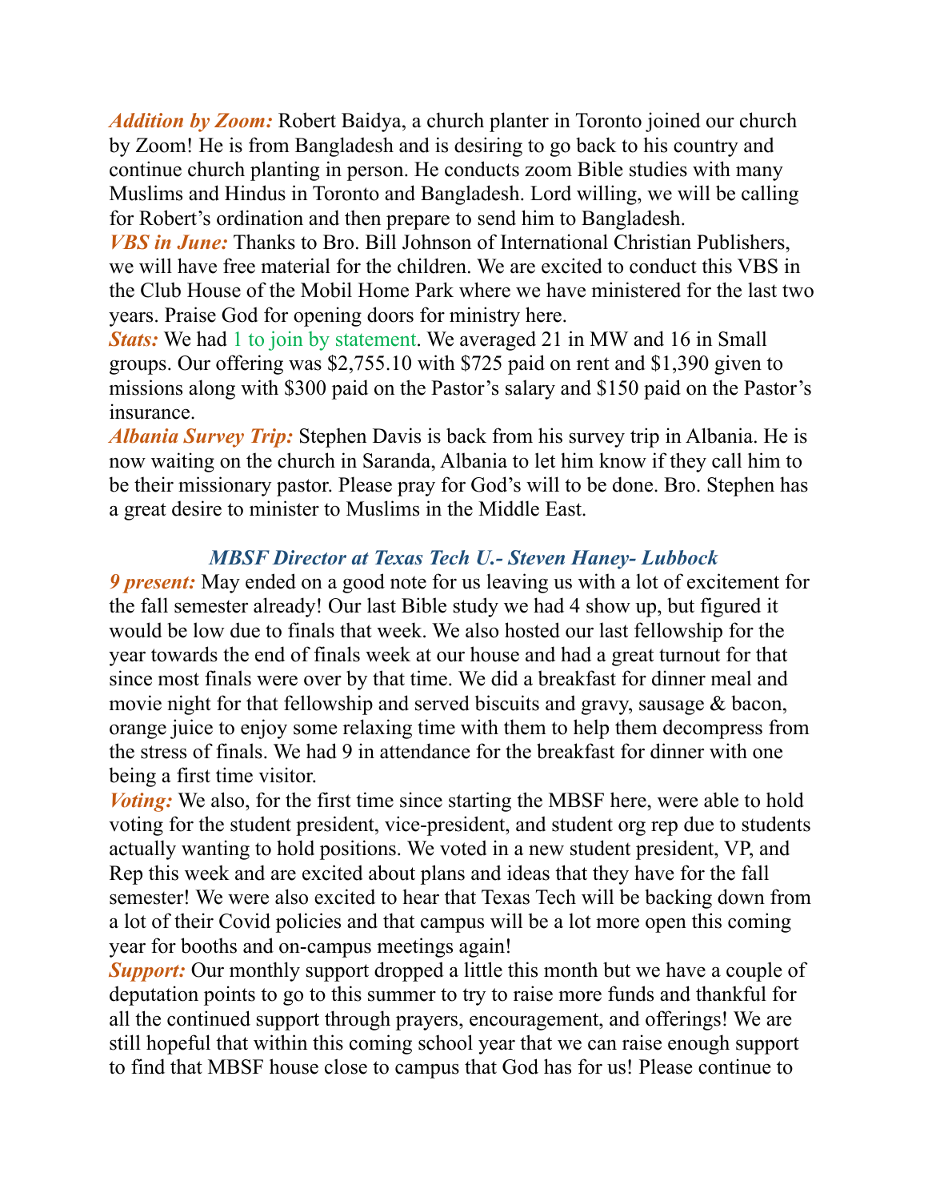***Addition by Zoom:*** Robert Baidya, a church planter in Toronto joined our church by Zoom! He is from Bangladesh and is desiring to go back to his country and continue church planting in person. He conducts zoom Bible studies with many Muslims and Hindus in Toronto and Bangladesh. Lord willing, we will be calling for Robert's ordination and then prepare to send him to Bangladesh.
***VBS in June:*** Thanks to Bro. Bill Johnson of International Christian Publishers, we will have free material for the children. We are excited to conduct this VBS in the Club House of the Mobil Home Park where we have ministered for the last two years. Praise God for opening doors for ministry here.
***Stats:*** We had 1 to join by statement. We averaged 21 in MW and 16 in Small groups. Our offering was $2,755.10 with $725 paid on rent and $1,390 given to missions along with $300 paid on the Pastor's salary and $150 paid on the Pastor's insurance.
***Albania Survey Trip:*** Stephen Davis is back from his survey trip in Albania. He is now waiting on the church in Saranda, Albania to let him know if they call him to be their missionary pastor. Please pray for God's will to be done. Bro. Stephen has a great desire to minister to Muslims in the Middle East.

### ***MBSF Director at Texas Tech U.- Steven Haney- Lubbock***

***9 present:*** May ended on a good note for us leaving us with a lot of excitement for the fall semester already! Our last Bible study we had 4 show up, but figured it would be low due to finals that week. We also hosted our last fellowship for the year towards the end of finals week at our house and had a great turnout for that since most finals were over by that time. We did a breakfast for dinner meal and movie night for that fellowship and served biscuits and gravy, sausage & bacon, orange juice to enjoy some relaxing time with them to help them decompress from the stress of finals. We had 9 in attendance for the breakfast for dinner with one being a first time visitor.
***Voting:*** We also, for the first time since starting the MBSF here, were able to hold voting for the student president, vice-president, and student org rep due to students actually wanting to hold positions. We voted in a new student president, VP, and Rep this week and are excited about plans and ideas that they have for the fall semester! We were also excited to hear that Texas Tech will be backing down from a lot of their Covid policies and that campus will be a lot more open this coming year for booths and on-campus meetings again!
***Support:*** Our monthly support dropped a little this month but we have a couple of deputation points to go to this summer to try to raise more funds and thankful for all the continued support through prayers, encouragement, and offerings! We are still hopeful that within this coming school year that we can raise enough support to find that MBSF house close to campus that God has for us! Please continue to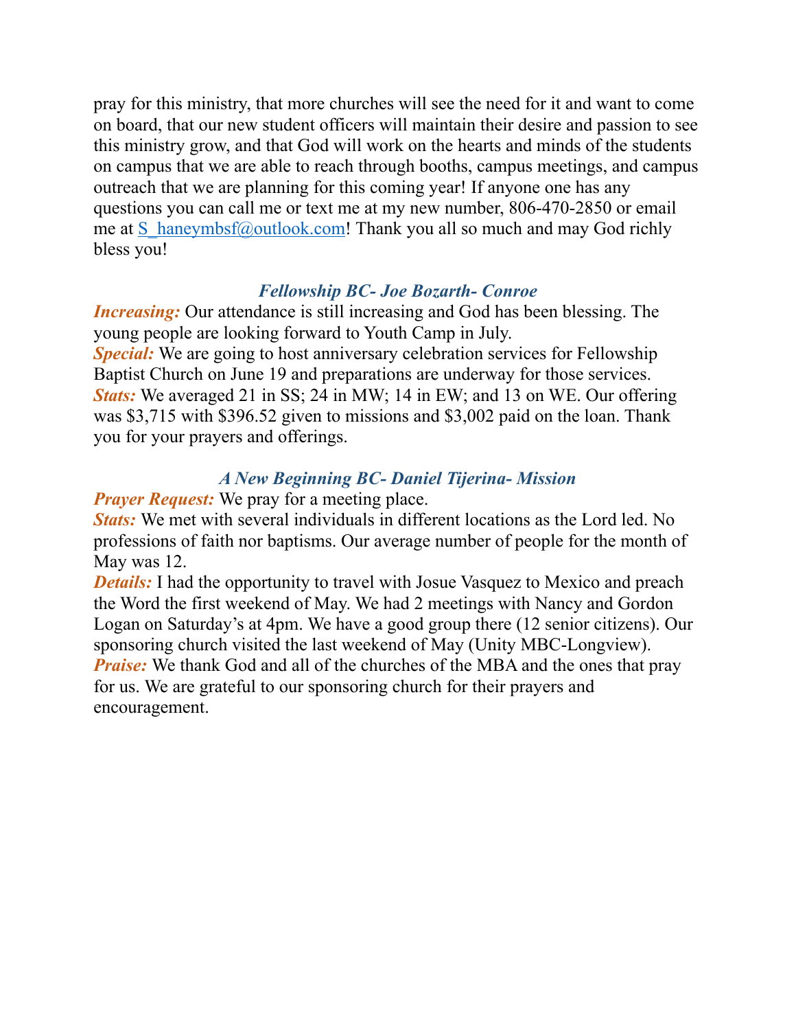pray for this ministry, that more churches will see the need for it and want to come on board, that our new student officers will maintain their desire and passion to see this ministry grow, and that God will work on the hearts and minds of the students on campus that we are able to reach through booths, campus meetings, and campus outreach that we are planning for this coming year! If anyone one has any questions you can call me or text me at my new number, 806-470-2850 or email me at S_haneymbsf@outlook.com! Thank you all so much and may God richly bless you!

### *Fellowship BC- Joe Bozarth- Conroe*

***Increasing:*** Our attendance is still increasing and God has been blessing. The young people are looking forward to Youth Camp in July.
***Special:*** We are going to host anniversary celebration services for Fellowship Baptist Church on June 19 and preparations are underway for those services.
***Stats:*** We averaged 21 in SS; 24 in MW; 14 in EW; and 13 on WE. Our offering was $3,715 with $396.52 given to missions and $3,002 paid on the loan. Thank you for your prayers and offerings.

### *A New Beginning BC- Daniel Tijerina- Mission*

***Prayer Request:*** We pray for a meeting place.
***Stats:*** We met with several individuals in different locations as the Lord led. No professions of faith nor baptisms. Our average number of people for the month of May was 12.
***Details:*** I had the opportunity to travel with Josue Vasquez to Mexico and preach the Word the first weekend of May. We had 2 meetings with Nancy and Gordon Logan on Saturday's at 4pm. We have a good group there (12 senior citizens). Our sponsoring church visited the last weekend of May (Unity MBC-Longview).
***Praise:*** We thank God and all of the churches of the MBA and the ones that pray for us. We are grateful to our sponsoring church for their prayers and encouragement.